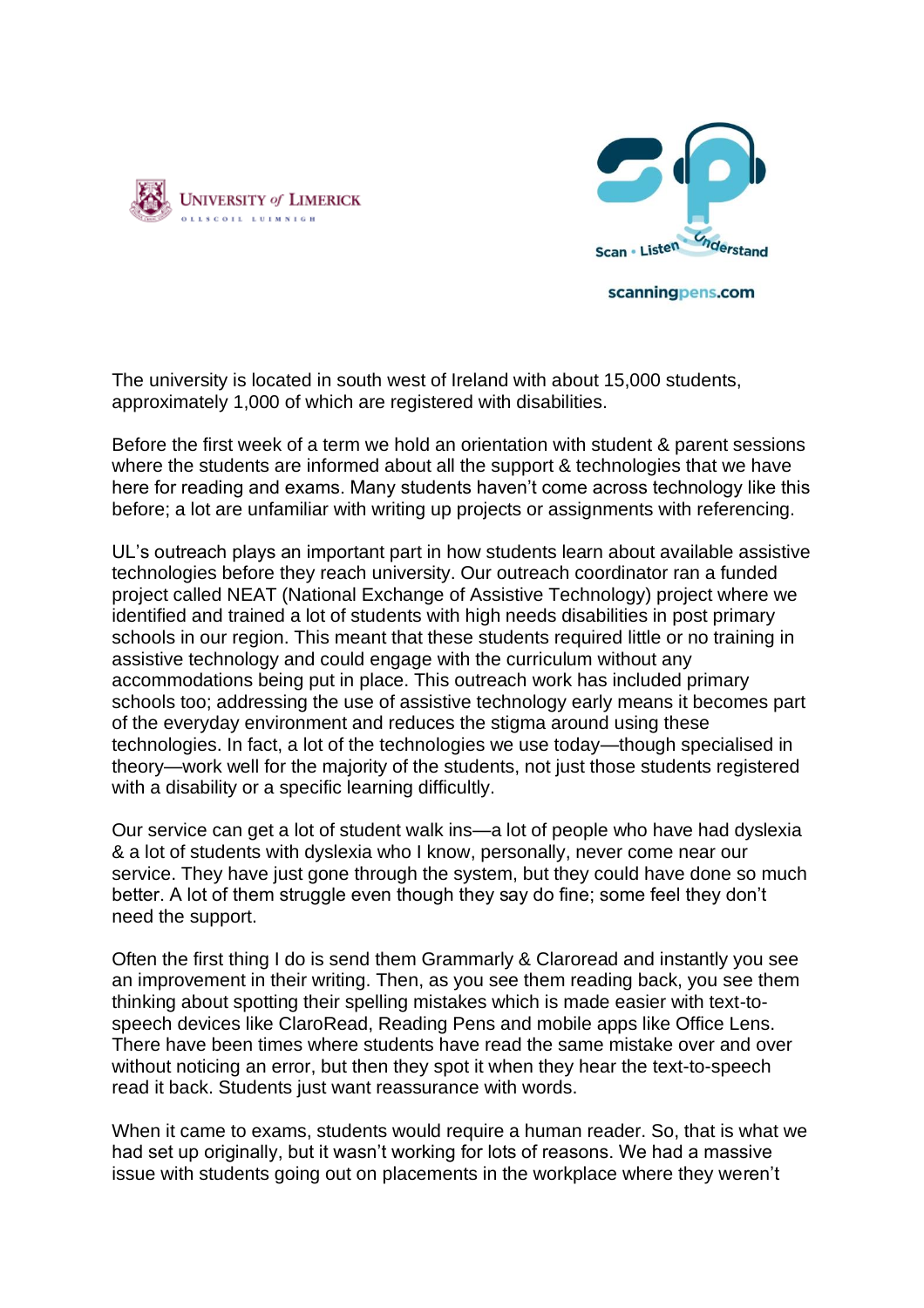UNIVERSITY of LIMERICK
OLLSCOIL LUIMNIGH

Scan • Listen • Understand

scanningpens.com

The university is located in south west of Ireland with about 15,000 students, approximately 1,000 of which are registered with disabilities.

Before the first week of a term we hold an orientation with student & parent sessions where the students are informed about all the support & technologies that we have here for reading and exams. Many students haven't come across technology like this before; a lot are unfamiliar with writing up projects or assignments with referencing.

UL's outreach plays an important part in how students learn about available assistive technologies before they reach university. Our outreach coordinator ran a funded project called NEAT (National Exchange of Assistive Technology) project where we identified and trained a lot of students with high needs disabilities in post primary schools in our region. This meant that these students required little or no training in assistive technology and could engage with the curriculum without any accommodations being put in place. This outreach work has included primary schools too; addressing the use of assistive technology early means it becomes part of the everyday environment and reduces the stigma around using these technologies. In fact, a lot of the technologies we use today—though specialised in theory—work well for the majority of the students, not just those students registered with a disability or a specific learning difficulty.

Our service can get a lot of student walk ins—a lot of people who have had dyslexia & a lot of students with dyslexia who I know, personally, never come near our service. They have just gone through the system, but they could have done so much better. A lot of them struggle even though they say do fine; some feel they don't need the support.

Often the first thing I do is send them Grammarly & Claroread and instantly you see an improvement in their writing. Then, as you see them reading back, you see them thinking about spotting their spelling mistakes which is made easier with text-to-speech devices like ClaroRead, Reading Pens and mobile apps like Office Lens. There have been times where students have read the same mistake over and over without noticing an error, but then they spot it when they hear the text-to-speech read it back. Students just want reassurance with words.

When it came to exams, students would require a human reader. So, that is what we had set up originally, but it wasn't working for lots of reasons. We had a massive issue with students going out on placements in the workplace where they weren't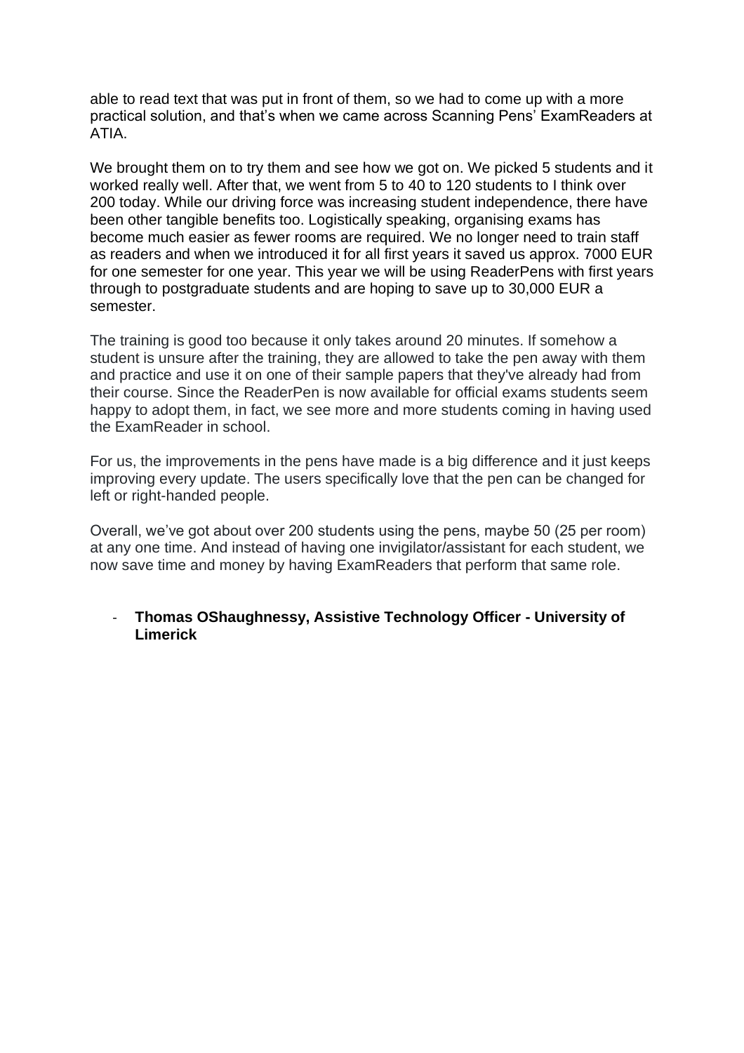able to read text that was put in front of them, so we had to come up with a more practical solution, and that's when we came across Scanning Pens' ExamReaders at ATIA.

We brought them on to try them and see how we got on. We picked 5 students and it worked really well. After that, we went from 5 to 40 to 120 students to I think over 200 today. While our driving force was increasing student independence, there have been other tangible benefits too. Logistically speaking, organising exams has become much easier as fewer rooms are required. We no longer need to train staff as readers and when we introduced it for all first years it saved us approx. 7000 EUR for one semester for one year. This year we will be using ReaderPens with first years through to postgraduate students and are hoping to save up to 30,000 EUR a semester.

The training is good too because it only takes around 20 minutes. If somehow a student is unsure after the training, they are allowed to take the pen away with them and practice and use it on one of their sample papers that they've already had from their course. Since the ReaderPen is now available for official exams students seem happy to adopt them, in fact, we see more and more students coming in having used the ExamReader in school.

For us, the improvements in the pens have made is a big difference and it just keeps improving every update. The users specifically love that the pen can be changed for left or right-handed people.

Overall, we've got about over 200 students using the pens, maybe 50 (25 per room) at any one time. And instead of having one invigilator/assistant for each student, we now save time and money by having ExamReaders that perform that same role.

- **Thomas OShaughnessy, Assistive Technology Officer - University of Limerick**